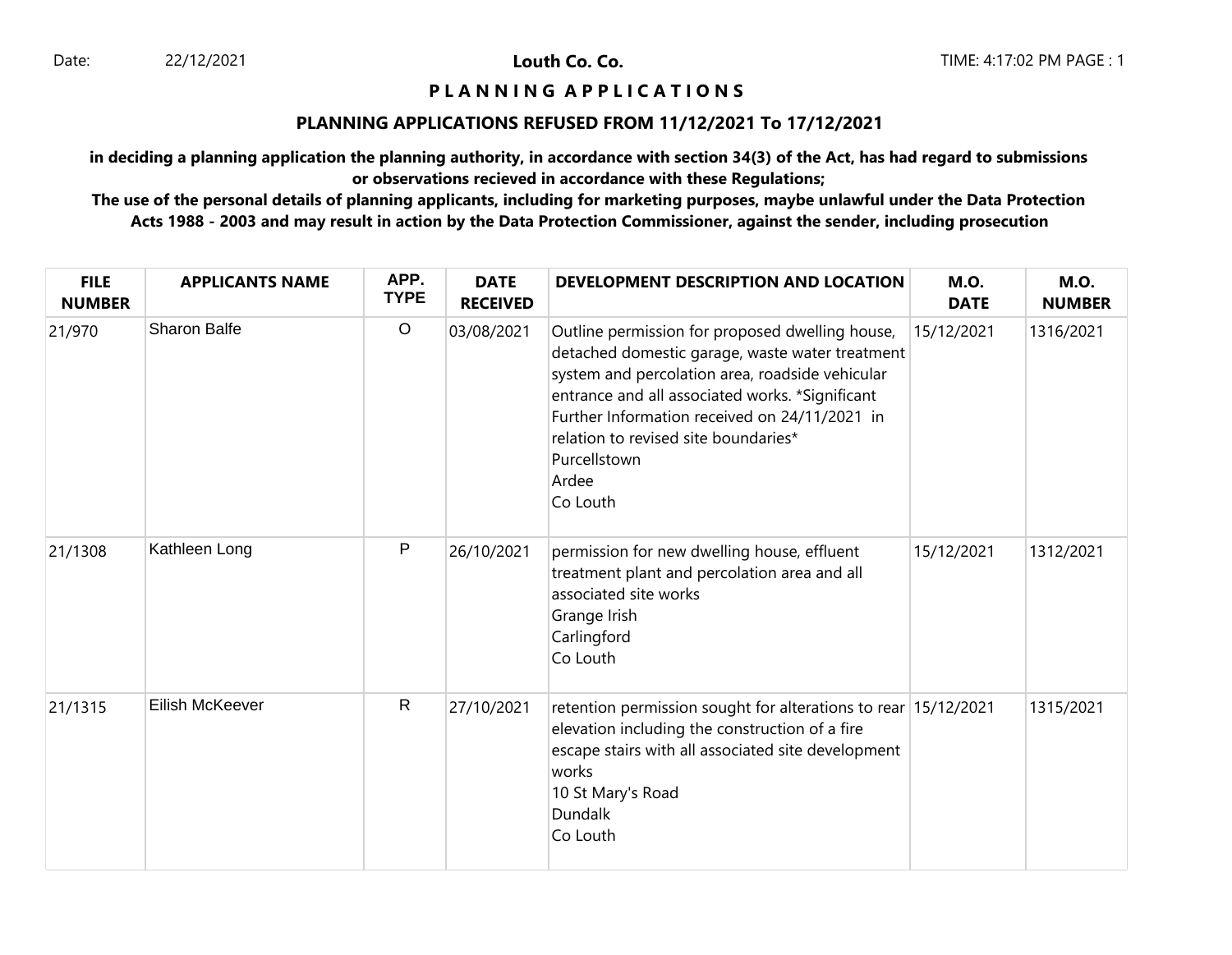Date: 22/12/2021

**Louth Co. Co.**

# P L A N N I N G A P P L I C A T I O N S

## PLANNING APPLICATIONS REFUSED FROM 11/12/2021 To 17/12/2021

**in deciding a planning application the planning authority, in accordance with section 34(3) of the Act, has had regard to submissions or observations recieved in accordance with these Regulations;**

**The use of the personal details of planning applicants, including for marketing purposes, maybe unlawful under the Data Protection Acts 1988 - 2003 and may result in action by the Data Protection Commissioner, against the sender, including prosecution**

| FILE NUMBER | APPLICANTS NAME | APP. TYPE | DATE RECEIVED | DEVELOPMENT DESCRIPTION AND LOCATION | M.O. DATE | M.O. NUMBER |
|---|---|---|---|---|---|---|
| 21/970 | Sharon Balfe | O | 03/08/2021 | Outline permission for proposed dwelling house, detached domestic garage, waste water treatment system and percolation area, roadside vehicular entrance and all associated works. *Significant Further Information received on 24/11/2021 in relation to revised site boundaries* Purcellstown Ardee Co Louth | 15/12/2021 | 1316/2021 |
| 21/1308 | Kathleen Long | P | 26/10/2021 | permission for new dwelling house, effluent treatment plant and percolation area and all associated site works Grange Irish Carlingford Co Louth | 15/12/2021 | 1312/2021 |
| 21/1315 | Eilish McKeever | R | 27/10/2021 | retention permission sought for alterations to rear elevation including the construction of a fire escape stairs with all associated site development works 10 St Mary's Road Dundalk Co Louth | 15/12/2021 | 1315/2021 |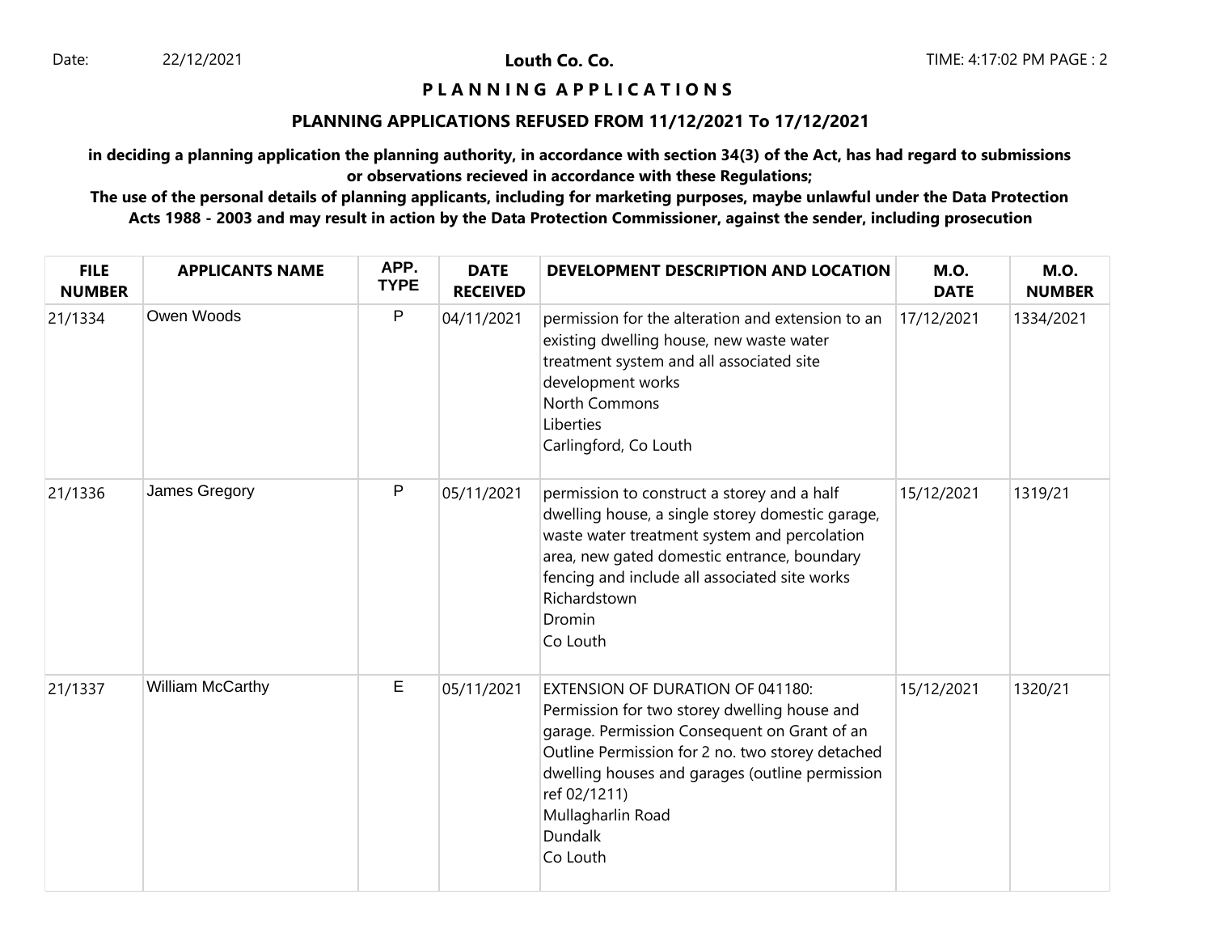Date: 22/12/2021

**Louth Co. Co.**

# PLANNING APPLICATIONS

## PLANNING APPLICATIONS REFUSED FROM 11/12/2021 To 17/12/2021

**in deciding a planning application the planning authority, in accordance with section 34(3) of the Act, has had regard to submissions or observations recieved in accordance with these Regulations;**

**The use of the personal details of planning applicants, including for marketing purposes, maybe unlawful under the Data Protection Acts 1988 - 2003 and may result in action by the Data Protection Commissioner, against the sender, including prosecution**

| FILE NUMBER | APPLICANTS NAME | APP. TYPE | DATE RECEIVED | DEVELOPMENT DESCRIPTION AND LOCATION | M.O. DATE | M.O. NUMBER |
|---|---|---|---|---|---|---|
| 21/1334 | Owen Woods | P | 04/11/2021 | permission for the alteration and extension to an existing dwelling house, new waste water treatment system and all associated site development works<br>North Commons<br>Liberties<br>Carlingford, Co Louth | 17/12/2021 | 1334/2021 |
| 21/1336 | James Gregory | P | 05/11/2021 | permission to construct a storey and a half dwelling house, a single storey domestic garage, waste water treatment system and percolation area, new gated domestic entrance, boundary fencing and include all associated site works<br>Richardstown<br>Dromin<br>Co Louth | 15/12/2021 | 1319/21 |
| 21/1337 | William McCarthy | E | 05/11/2021 | EXTENSION OF DURATION OF 041180: Permission for two storey dwelling house and garage. Permission Consequent on Grant of an Outline Permission for 2 no. two storey detached dwelling houses and garages (outline permission ref 02/1211)<br>Mullagharlin Road<br>Dundalk<br>Co Louth | 15/12/2021 | 1320/21 |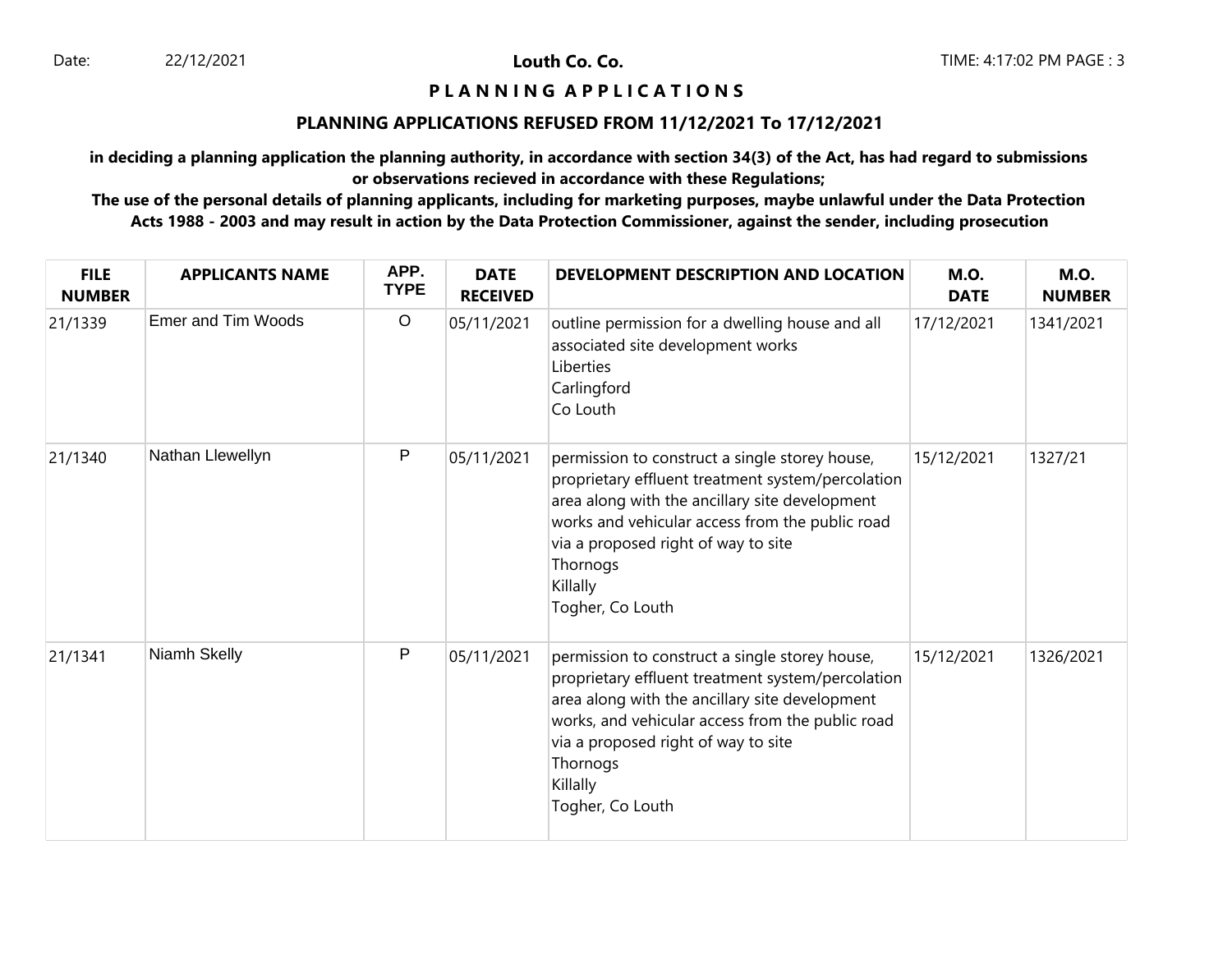**Louth Co. Co.**

**P L A N N I N G   A P P L I C A T I O N S**

**PLANNING APPLICATIONS REFUSED FROM 11/12/2021 To 17/12/2021**

**in deciding a planning application the planning authority, in accordance with section 34(3) of the Act, has had regard to submissions or observations recieved in accordance with these Regulations;**

**The use of the personal details of planning applicants, including for marketing purposes, maybe unlawful under the Data Protection Acts 1988 - 2003 and may result in action by the Data Protection Commissioner, against the sender, including prosecution**

| FILE NUMBER | APPLICANTS NAME | APP. TYPE | DATE RECEIVED | DEVELOPMENT DESCRIPTION AND LOCATION | M.O. DATE | M.O. NUMBER |
|---|---|---|---|---|---|---|
| 21/1339 | Emer and Tim Woods | O | 05/11/2021 | outline permission for a dwelling house and all associated site development works<br>Liberties<br>Carlingford<br>Co Louth | 17/12/2021 | 1341/2021 |
| 21/1340 | Nathan Llewellyn | P | 05/11/2021 | permission to construct a single storey house, proprietary effluent treatment system/percolation area along with the ancillary site development works and vehicular access from the public road via a proposed right of way to site<br>Thornogs<br>Killally<br>Togher, Co Louth | 15/12/2021 | 1327/21 |
| 21/1341 | Niamh Skelly | P | 05/11/2021 | permission to construct a single storey house, proprietary effluent treatment system/percolation area along with the ancillary site development works, and vehicular access from the public road via a proposed right of way to site<br>Thornogs<br>Killally<br>Togher, Co Louth | 15/12/2021 | 1326/2021 |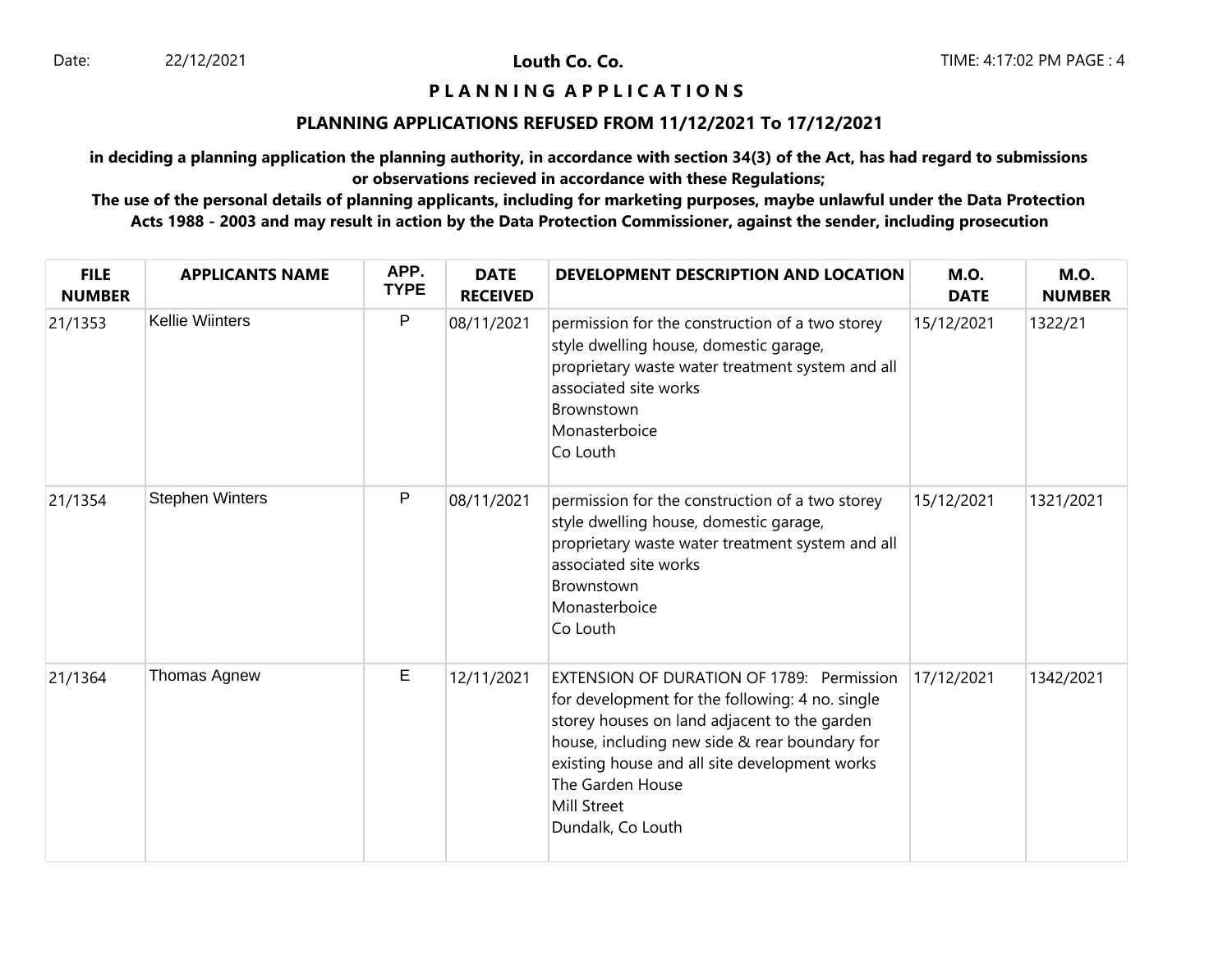**Louth Co. Co.**

# P L A N N I N G A P P L I C A T I O N S

## PLANNING APPLICATIONS REFUSED FROM 11/12/2021 To 17/12/2021

**in deciding a planning application the planning authority, in accordance with section 34(3) of the Act, has had regard to submissions or observations recieved in accordance with these Regulations;**

**The use of the personal details of planning applicants, including for marketing purposes, maybe unlawful under the Data Protection Acts 1988 - 2003 and may result in action by the Data Protection Commissioner, against the sender, including prosecution**

| FILE NUMBER | APPLICANTS NAME | APP. TYPE | DATE RECEIVED | DEVELOPMENT DESCRIPTION AND LOCATION | M.O. DATE | M.O. NUMBER |
|---|---|---|---|---|---|---|
| 21/1353 | Kellie Wiinters | P | 08/11/2021 | permission for the construction of a two storey style dwelling house, domestic garage, proprietary waste water treatment system and all associated site works<br>Brownstown<br>Monasterboice<br>Co Louth | 15/12/2021 | 1322/21 |
| 21/1354 | Stephen Winters | P | 08/11/2021 | permission for the construction of a two storey style dwelling house, domestic garage, proprietary waste water treatment system and all associated site works<br>Brownstown<br>Monasterboice<br>Co Louth | 15/12/2021 | 1321/2021 |
| 21/1364 | Thomas Agnew | E | 12/11/2021 | EXTENSION OF DURATION OF 1789: Permission for development for the following: 4 no. single storey houses on land adjacent to the garden house, including new side & rear boundary for existing house and all site development works<br>The Garden House<br>Mill Street<br>Dundalk, Co Louth | 17/12/2021 | 1342/2021 |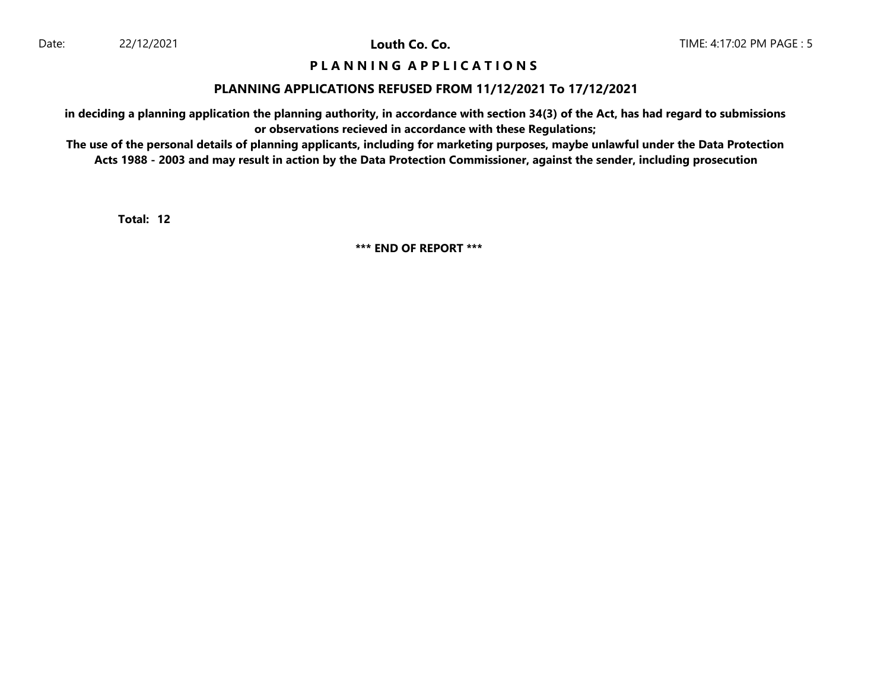# PLANNING APPLICATIONS

## PLANNING APPLICATIONS REFUSED FROM 11/12/2021 To 17/12/2021

**in deciding a planning application the planning authority, in accordance with section 34(3) of the Act, has had regard to submissions or observations recieved in accordance with these Regulations;**

**The use of the personal details of planning applicants, including for marketing purposes, maybe unlawful under the Data Protection Acts 1988 - 2003 and may result in action by the Data Protection Commissioner, against the sender, including prosecution**

**Total: 12**

**\*\*\* END OF REPORT \*\*\***